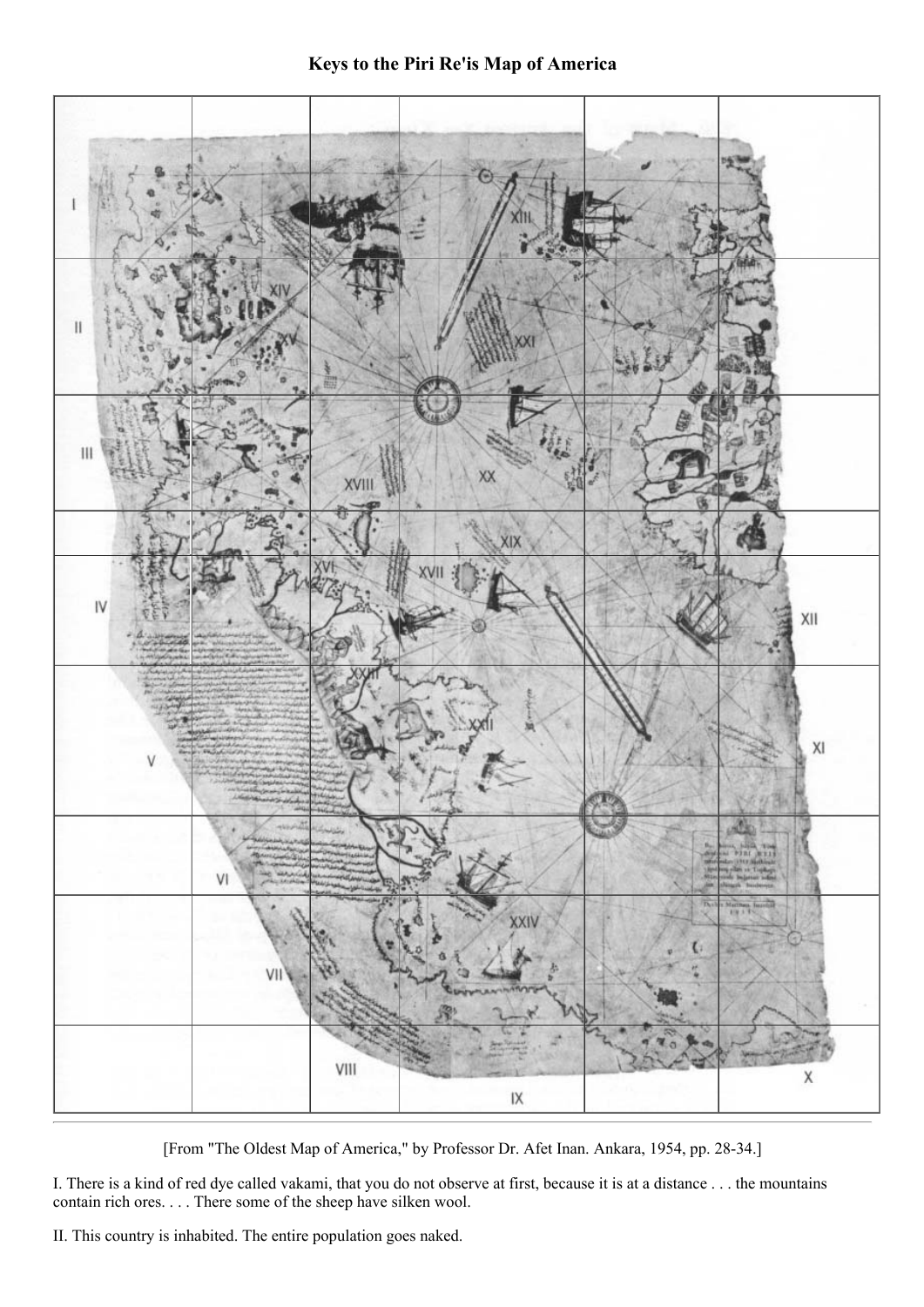# Keys to the Piri Re'is Map of America

[From "The Oldest Map of America," by Professor Dr. Afet Inan. Ankara, 1954, pp. 28-34.]

I. There is a kind of red dye called vakami, that you do not observe at first, because it is at a distance . . . the mountains contain rich ores. . . . There some of the sheep have silken wool.

II. This country is inhabited. The entire population goes naked.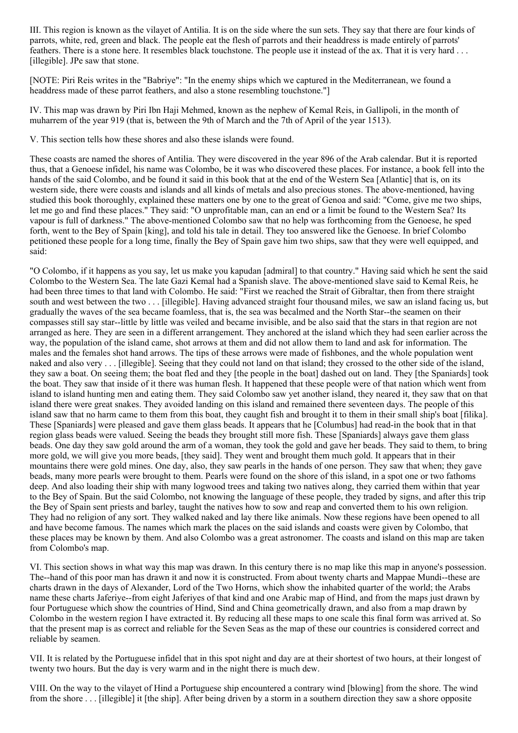III. This region is known as the vilayet of Antilia. It is on the side where the sun sets. They say that there are four kinds of parrots, white, red, green and black. The people eat the flesh of parrots and their headdress is made entirely of parrots' feathers. There is a stone here. It resembles black touchstone. The people use it instead of the ax. That it is very hard . . . [illegible]. JPe saw that stone.

[NOTE: Piri Reis writes in the "Babriye": "In the enemy ships which we captured in the Mediterranean, we found a headdress made of these parrot feathers, and also a stone resembling touchstone."]

IV. This map was drawn by Piri Ibn Haji Mehmed, known as the nephew of Kemal Reis, in Gallipoli, in the month of muharrem of the year 919 (that is, between the 9th of March and the 7th of April of the year 1513).

V. This section tells how these shores and also these islands were found.

These coasts are named the shores of Antilia. They were discovered in the year 896 of the Arab calendar. But it is reported thus, that a Genoese infidel, his name was Colombo, be it was who discovered these places. For instance, a book fell into the hands of the said Colombo, and be found it said in this book that at the end of the Western Sea [Atlantic] that is, on its western side, there were coasts and islands and all kinds of metals and also precious stones. The above-mentioned, having studied this book thoroughly, explained these matters one by one to the great of Genoa and said: "Come, give me two ships, let me go and find these places." They said: "O unprofitable man, can an end or a limit be found to the Western Sea? Its vapour is full of darkness." The above-mentioned Colombo saw that no help was forthcoming from the Genoese, he sped forth, went to the Bey of Spain [king], and told his tale in detail. They too answered like the Genoese. In brief Colombo petitioned these people for a long time, finally the Bey of Spain gave him two ships, saw that they were well equipped, and said:

"O Colombo, if it happens as you say, let us make you kapudan [admiral] to that country." Having said which he sent the said Colombo to the Western Sea. The late Gazi Kemal had a Spanish slave. The above-mentioned slave said to Kemal Reis, he had been three times to that land with Colombo. He said: "First we reached the Strait of Gibraltar, then from there straight south and west between the two . . . [illegible]. Having advanced straight four thousand miles, we saw an island facing us, but gradually the waves of the sea became foamless, that is, the sea was becalmed and the North Star--the seamen on their compasses still say star--little by little was veiled and became invisible, and be also said that the stars in that region are not arranged as here. They are seen in a different arrangement. They anchored at the island which they had seen earlier across the way, the population of the island came, shot arrows at them and did not allow them to land and ask for information. The males and the females shot hand arrows. The tips of these arrows were made of fishbones, and the whole population went naked and also very . . . [illegible]. Seeing that they could not land on that island; they crossed to the other side of the island, they saw a boat. On seeing them; the boat fled and they [the people in the boat] dashed out on land. They [the Spaniards] took the boat. They saw that inside of it there was human flesh. It happened that these people were of that nation which went from island to island hunting men and eating them. They said Colombo saw yet another island, they neared it, they saw that on that island there were great snakes. They avoided landing on this island and remained there seventeen days. The people of this island saw that no harm came to them from this boat, they caught fish and brought it to them in their small ship's boat [filika]. These [Spaniards] were pleased and gave them glass beads. It appears that he [Columbus] had read-in the book that in that region glass beads were valued. Seeing the beads they brought still more fish. These [Spaniards] always gave them glass beads. One day they saw gold around the arm of a woman, they took the gold and gave her beads. They said to them, to bring more gold, we will give you more beads, [they said]. They went and brought them much gold. It appears that in their mountains there were gold mines. One day, also, they saw pearls in the hands of one person. They saw that when; they gave beads, many more pearls were brought to them. Pearls were found on the shore of this island, in a spot one or two fathoms deep. And also loading their ship with many logwood trees and taking two natives along, they carried them within that year to the Bey of Spain. But the said Colombo, not knowing the language of these people, they traded by signs, and after this trip the Bey of Spain sent priests and barley, taught the natives how to sow and reap and converted them to his own religion. They had no religion of any sort. They walked naked and lay there like animals. Now these regions have been opened to all and have become famous. The names which mark the places on the said islands and coasts were given by Colombo, that these places may be known by them. And also Colombo was a great astronomer. The coasts and island on this map are taken from Colombo's map.

VI. This section shows in what way this map was drawn. In this century there is no map like this map in anyone's possession. The--hand of this poor man has drawn it and now it is constructed. From about twenty charts and Mappae Mundi--these are charts drawn in the days of Alexander, Lord of the Two Horns, which show the inhabited quarter of the world; the Arabs name these charts Jaferiye--from eight Jaferiyes of that kind and one Arabic map of Hind, and from the maps just drawn by four Portuguese which show the countries of Hind, Sind and China geometrically drawn, and also from a map drawn by Colombo in the western region I have extracted it. By reducing all these maps to one scale this final form was arrived at. So that the present map is as correct and reliable for the Seven Seas as the map of these our countries is considered correct and reliable by seamen.

VII. It is related by the Portuguese infidel that in this spot night and day are at their shortest of two hours, at their longest of twenty two hours. But the day is very warm and in the night there is much dew.

VIII. On the way to the vilayet of Hind a Portuguese ship encountered a contrary wind [blowing] from the shore. The wind from the shore . . . [illegible] it [the ship]. After being driven by a storm in a southern direction they saw a shore opposite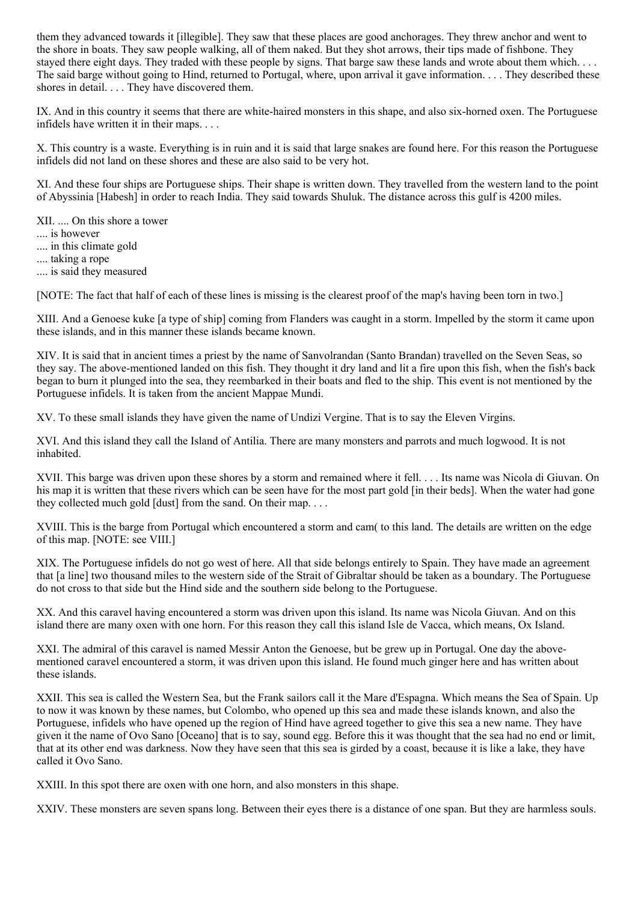them they advanced towards it [illegible]. They saw that these places are good anchorages. They threw anchor and went to the shore in boats. They saw people walking, all of them naked. But they shot arrows, their tips made of fishbone. They stayed there eight days. They traded with these people by signs. That barge saw these lands and wrote about them which. . . . The said barge without going to Hind, returned to Portugal, where, upon arrival it gave information. . . . They described these shores in detail. . . . They have discovered them.

IX. And in this country it seems that there are white-haired monsters in this shape, and also six-horned oxen. The Portuguese infidels have written it in their maps. . . .

X. This country is a waste. Everything is in ruin and it is said that large snakes are found here. For this reason the Portuguese infidels did not land on these shores and these are also said to be very hot.

XI. And these four ships are Portuguese ships. Their shape is written down. They travelled from the western land to the point of Abyssinia [Habesh] in order to reach India. They said towards Shuluk. The distance across this gulf is 4200 miles.

XII. .... On this shore a tower
.... is however
.... in this climate gold
.... taking a rope
.... is said they measured

[NOTE: The fact that half of each of these lines is missing is the clearest proof of the map's having been torn in two.]

XIII. And a Genoese kuke [a type of ship] coming from Flanders was caught in a storm. Impelled by the storm it came upon these islands, and in this manner these islands became known.

XIV. It is said that in ancient times a priest by the name of Sanvolrandan (Santo Brandan) travelled on the Seven Seas, so they say. The above-mentioned landed on this fish. They thought it dry land and lit a fire upon this fish, when the fish's back began to burn it plunged into the sea, they reembarked in their boats and fled to the ship. This event is not mentioned by the Portuguese infidels. It is taken from the ancient Mappae Mundi.

XV. To these small islands they have given the name of Undizi Vergine. That is to say the Eleven Virgins.

XVI. And this island they call the Island of Antilia. There are many monsters and parrots and much logwood. It is not inhabited.

XVII. This barge was driven upon these shores by a storm and remained where it fell. . . . Its name was Nicola di Giuvan. On his map it is written that these rivers which can be seen have for the most part gold [in their beds]. When the water had gone they collected much gold [dust] from the sand. On their map. . . .

XVIII. This is the barge from Portugal which encountered a storm and cam( to this land. The details are written on the edge of this map. [NOTE: see VIII.]

XIX. The Portuguese infidels do not go west of here. All that side belongs entirely to Spain. They have made an agreement that [a line] two thousand miles to the western side of the Strait of Gibraltar should be taken as a boundary. The Portuguese do not cross to that side but the Hind side and the southern side belong to the Portuguese.

XX. And this caravel having encountered a storm was driven upon this island. Its name was Nicola Giuvan. And on this island there are many oxen with one horn. For this reason they call this island Isle de Vacca, which means, Ox Island.

XXI. The admiral of this caravel is named Messir Anton the Genoese, but be grew up in Portugal. One day the above-mentioned caravel encountered a storm, it was driven upon this island. He found much ginger here and has written about these islands.

XXII. This sea is called the Western Sea, but the Frank sailors call it the Mare d'Espagna. Which means the Sea of Spain. Up to now it was known by these names, but Colombo, who opened up this sea and made these islands known, and also the Portuguese, infidels who have opened up the region of Hind have agreed together to give this sea a new name. They have given it the name of Ovo Sano [Oceano] that is to say, sound egg. Before this it was thought that the sea had no end or limit, that at its other end was darkness. Now they have seen that this sea is girded by a coast, because it is like a lake, they have called it Ovo Sano.

XXIII. In this spot there are oxen with one horn, and also monsters in this shape.

XXIV. These monsters are seven spans long. Between their eyes there is a distance of one span. But they are harmless souls.